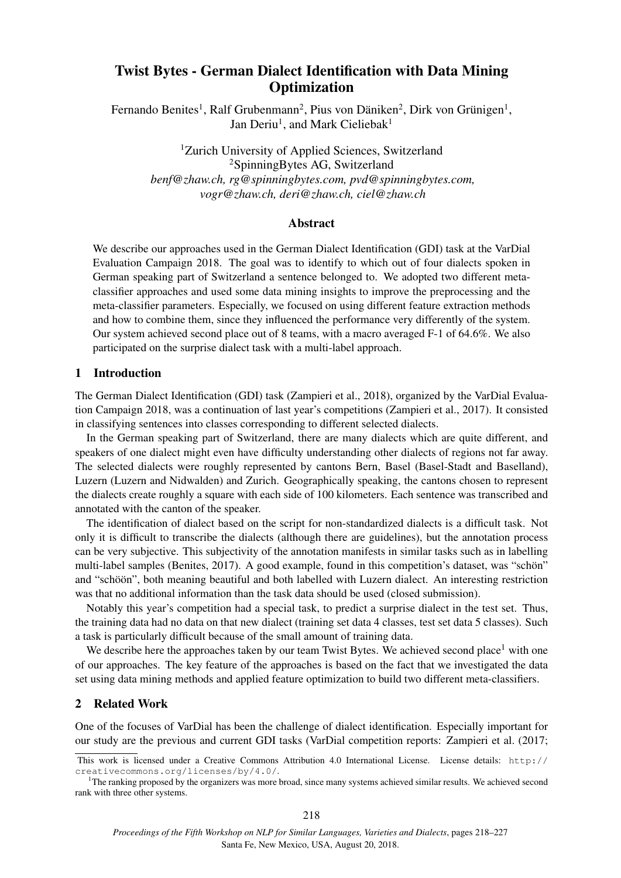# Twist Bytes - German Dialect Identification with Data Mining Optimization

Fernando Benites[1], Ralf Grubenmann[2], Pius von Däniken[2], Dirk von Grünigen[1], Jan Deriu[1], and Mark Cieliebak[1]

[1]Zurich University of Applied Sciences, Switzerland
[2]SpinningBytes AG, Switzerland
*benf@zhaw.ch, rg@spinningbytes.com, pvd@spinningbytes.com, vogr@zhaw.ch, deri@zhaw.ch, ciel@zhaw.ch*

## Abstract

We describe our approaches used in the German Dialect Identification (GDI) task at the VarDial Evaluation Campaign 2018. The goal was to identify to which out of four dialects spoken in German speaking part of Switzerland a sentence belonged to. We adopted two different meta-classifier approaches and used some data mining insights to improve the preprocessing and the meta-classifier parameters. Especially, we focused on using different feature extraction methods and how to combine them, since they influenced the performance very differently of the system. Our system achieved second place out of 8 teams, with a macro averaged F-1 of 64.6%. We also participated on the surprise dialect task with a multi-label approach.

## 1 Introduction

The German Dialect Identification (GDI) task (Zampieri et al., 2018), organized by the VarDial Evaluation Campaign 2018, was a continuation of last year's competitions (Zampieri et al., 2017). It consisted in classifying sentences into classes corresponding to different selected dialects.

In the German speaking part of Switzerland, there are many dialects which are quite different, and speakers of one dialect might even have difficulty understanding other dialects of regions not far away. The selected dialects were roughly represented by cantons Bern, Basel (Basel-Stadt and Baselland), Luzern (Luzern and Nidwalden) and Zurich. Geographically speaking, the cantons chosen to represent the dialects create roughly a square with each side of 100 kilometers. Each sentence was transcribed and annotated with the canton of the speaker.

The identification of dialect based on the script for non-standardized dialects is a difficult task. Not only it is difficult to transcribe the dialects (although there are guidelines), but the annotation process can be very subjective. This subjectivity of the annotation manifests in similar tasks such as in labelling multi-label samples (Benites, 2017). A good example, found in this competition's dataset, was "schön" and "schööön", both meaning beautiful and both labelled with Luzern dialect. An interesting restriction was that no additional information than the task data should be used (closed submission).

Notably this year's competition had a special task, to predict a surprise dialect in the test set. Thus, the training data had no data on that new dialect (training set data 4 classes, test set data 5 classes). Such a task is particularly difficult because of the small amount of training data.

We describe here the approaches taken by our team Twist Bytes. We achieved second place[1] with one of our approaches. The key feature of the approaches is based on the fact that we investigated the data set using data mining methods and applied feature optimization to build two different meta-classifiers.

## 2 Related Work

One of the focuses of VarDial has been the challenge of dialect identification. Especially important for our study are the previous and current GDI tasks (VarDial competition reports: Zampieri et al. (2017;

---

This work is licensed under a Creative Commons Attribution 4.0 International License. License details: http://creativecommons.org/licenses/by/4.0/.

[1]The ranking proposed by the organizers was more broad, since many systems achieved similar results. We achieved second rank with three other systems.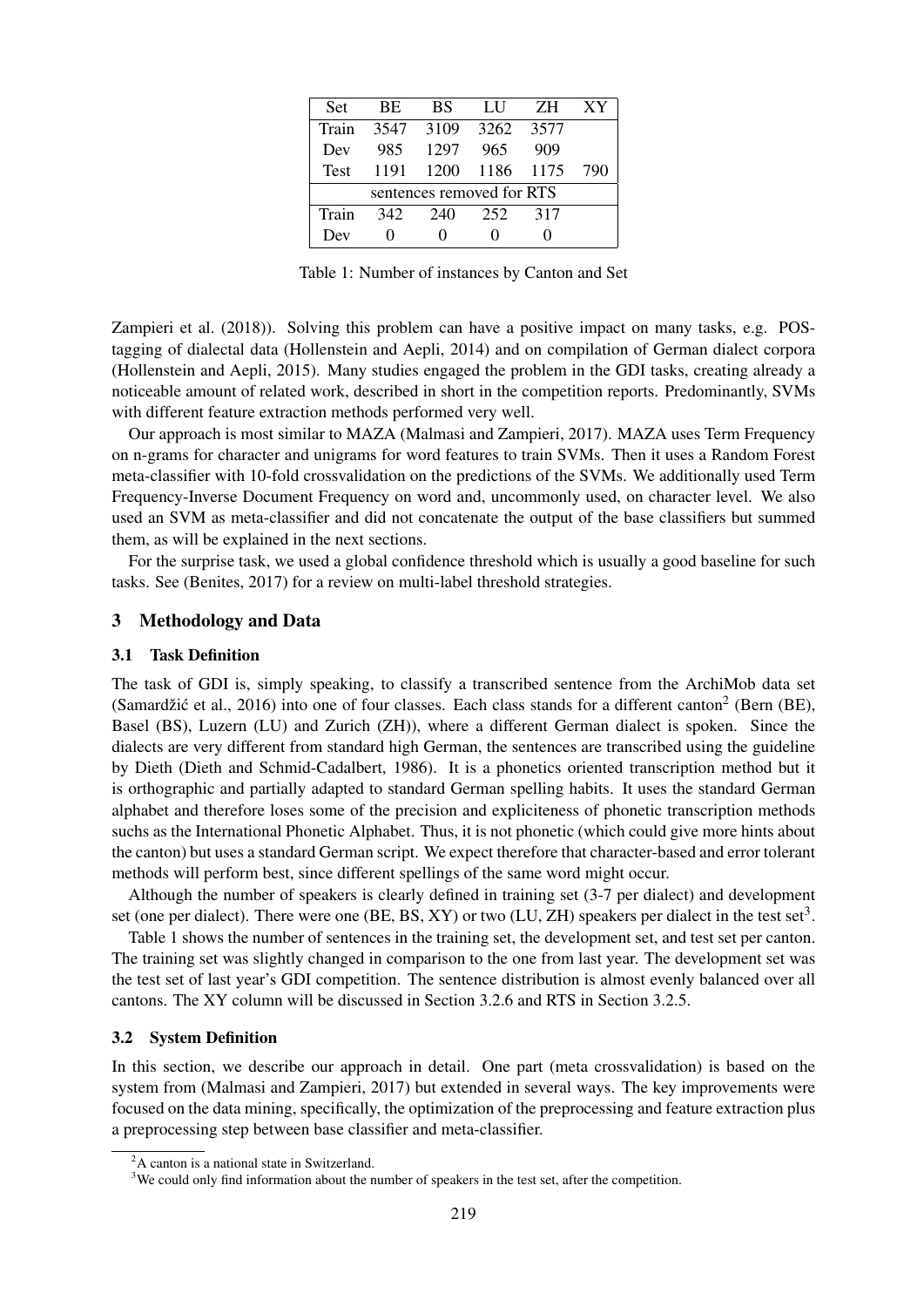| Set | BE | BS | LU | ZH | XY |
|---|---|---|---|---|---|
| Train | 3547 | 3109 | 3262 | 3577 | |
| Dev | 985 | 1297 | 965 | 909 | |
| Test | 1191 | 1200 | 1186 | 1175 | 790 |
| sentences removed for RTS | | | | | |
| Train | 342 | 240 | 252 | 317 | |
| Dev | 0 | 0 | 0 | 0 | |

Table 1: Number of instances by Canton and Set

Zampieri et al. (2018)). Solving this problem can have a positive impact on many tasks, e.g. POS-tagging of dialectal data (Hollenstein and Aepli, 2014) and on compilation of German dialect corpora (Hollenstein and Aepli, 2015). Many studies engaged the problem in the GDI tasks, creating already a noticeable amount of related work, described in short in the competition reports. Predominantly, SVMs with different feature extraction methods performed very well.

Our approach is most similar to MAZA (Malmasi and Zampieri, 2017). MAZA uses Term Frequency on n-grams for character and unigrams for word features to train SVMs. Then it uses a Random Forest meta-classifier with 10-fold crossvalidation on the predictions of the SVMs. We additionally used Term Frequency-Inverse Document Frequency on word and, uncommonly used, on character level. We also used an SVM as meta-classifier and did not concatenate the output of the base classifiers but summed them, as will be explained in the next sections.

For the surprise task, we used a global confidence threshold which is usually a good baseline for such tasks. See (Benites, 2017) for a review on multi-label threshold strategies.

## 3 Methodology and Data

### 3.1 Task Definition

The task of GDI is, simply speaking, to classify a transcribed sentence from the ArchiMob data set (Samardžić et al., 2016) into one of four classes. Each class stands for a different canton[2] (Bern (BE), Basel (BS), Luzern (LU) and Zurich (ZH)), where a different German dialect is spoken. Since the dialects are very different from standard high German, the sentences are transcribed using the guideline by Dieth (Dieth and Schmid-Cadalbert, 1986). It is a phonetics oriented transcription method but it is orthographic and partially adapted to standard German spelling habits. It uses the standard German alphabet and therefore loses some of the precision and expliciteness of phonetic transcription methods suchs as the International Phonetic Alphabet. Thus, it is not phonetic (which could give more hints about the canton) but uses a standard German script. We expect therefore that character-based and error tolerant methods will perform best, since different spellings of the same word might occur.

Although the number of speakers is clearly defined in training set (3-7 per dialect) and development set (one per dialect). There were one (BE, BS, XY) or two (LU, ZH) speakers per dialect in the test set[3].

Table 1 shows the number of sentences in the training set, the development set, and test set per canton. The training set was slightly changed in comparison to the one from last year. The development set was the test set of last year's GDI competition. The sentence distribution is almost evenly balanced over all cantons. The XY column will be discussed in Section 3.2.6 and RTS in Section 3.2.5.

### 3.2 System Definition

In this section, we describe our approach in detail. One part (meta crossvalidation) is based on the system from (Malmasi and Zampieri, 2017) but extended in several ways. The key improvements were focused on the data mining, specifically, the optimization of the preprocessing and feature extraction plus a preprocessing step between base classifier and meta-classifier.

[2] A canton is a national state in Switzerland.

[3] We could only find information about the number of speakers in the test set, after the competition.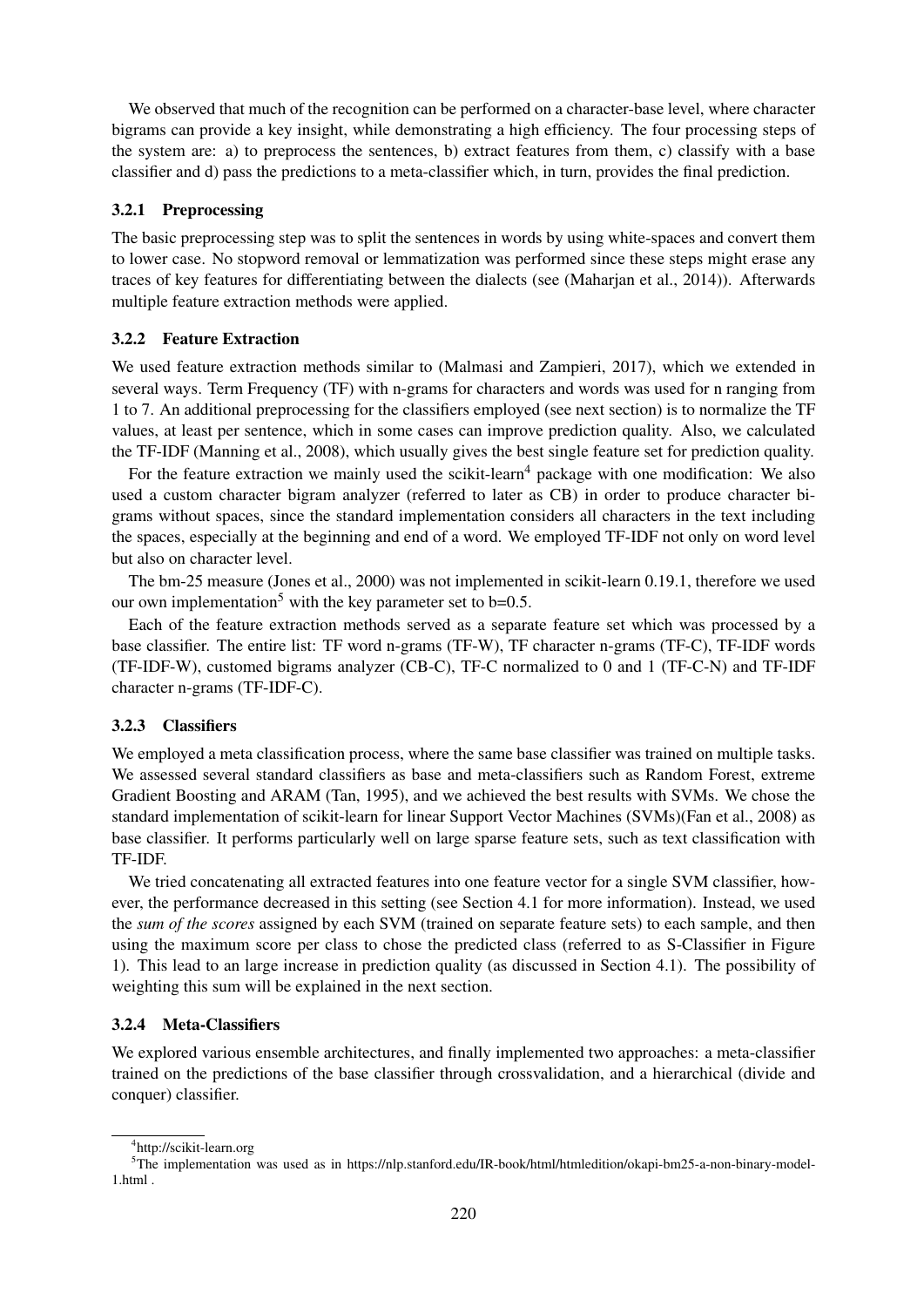We observed that much of the recognition can be performed on a character-base level, where character bigrams can provide a key insight, while demonstrating a high efficiency. The four processing steps of the system are: a) to preprocess the sentences, b) extract features from them, c) classify with a base classifier and d) pass the predictions to a meta-classifier which, in turn, provides the final prediction.

#### 3.2.1 Preprocessing

The basic preprocessing step was to split the sentences in words by using white-spaces and convert them to lower case. No stopword removal or lemmatization was performed since these steps might erase any traces of key features for differentiating between the dialects (see (Maharjan et al., 2014)). Afterwards multiple feature extraction methods were applied.

#### 3.2.2 Feature Extraction

We used feature extraction methods similar to (Malmasi and Zampieri, 2017), which we extended in several ways. Term Frequency (TF) with n-grams for characters and words was used for n ranging from 1 to 7. An additional preprocessing for the classifiers employed (see next section) is to normalize the TF values, at least per sentence, which in some cases can improve prediction quality. Also, we calculated the TF-IDF (Manning et al., 2008), which usually gives the best single feature set for prediction quality.

For the feature extraction we mainly used the scikit-learn[4] package with one modification: We also used a custom character bigram analyzer (referred to later as CB) in order to produce character bigrams without spaces, since the standard implementation considers all characters in the text including the spaces, especially at the beginning and end of a word. We employed TF-IDF not only on word level but also on character level.

The bm-25 measure (Jones et al., 2000) was not implemented in scikit-learn 0.19.1, therefore we used our own implementation[5] with the key parameter set to b=0.5.

Each of the feature extraction methods served as a separate feature set which was processed by a base classifier. The entire list: TF word n-grams (TF-W), TF character n-grams (TF-C), TF-IDF words (TF-IDF-W), customed bigrams analyzer (CB-C), TF-C normalized to 0 and 1 (TF-C-N) and TF-IDF character n-grams (TF-IDF-C).

#### 3.2.3 Classifiers

We employed a meta classification process, where the same base classifier was trained on multiple tasks. We assessed several standard classifiers as base and meta-classifiers such as Random Forest, extreme Gradient Boosting and ARAM (Tan, 1995), and we achieved the best results with SVMs. We chose the standard implementation of scikit-learn for linear Support Vector Machines (SVMs)(Fan et al., 2008) as base classifier. It performs particularly well on large sparse feature sets, such as text classification with TF-IDF.

We tried concatenating all extracted features into one feature vector for a single SVM classifier, however, the performance decreased in this setting (see Section 4.1 for more information). Instead, we used the *sum of the scores* assigned by each SVM (trained on separate feature sets) to each sample, and then using the maximum score per class to chose the predicted class (referred to as S-Classifier in Figure 1). This lead to an large increase in prediction quality (as discussed in Section 4.1). The possibility of weighting this sum will be explained in the next section.

#### 3.2.4 Meta-Classifiers

We explored various ensemble architectures, and finally implemented two approaches: a meta-classifier trained on the predictions of the base classifier through crossvalidation, and a hierarchical (divide and conquer) classifier.

[4] http://scikit-learn.org

[5] The implementation was used as in https://nlp.stanford.edu/IR-book/html/htmledition/okapi-bm25-a-non-binary-model-1.html .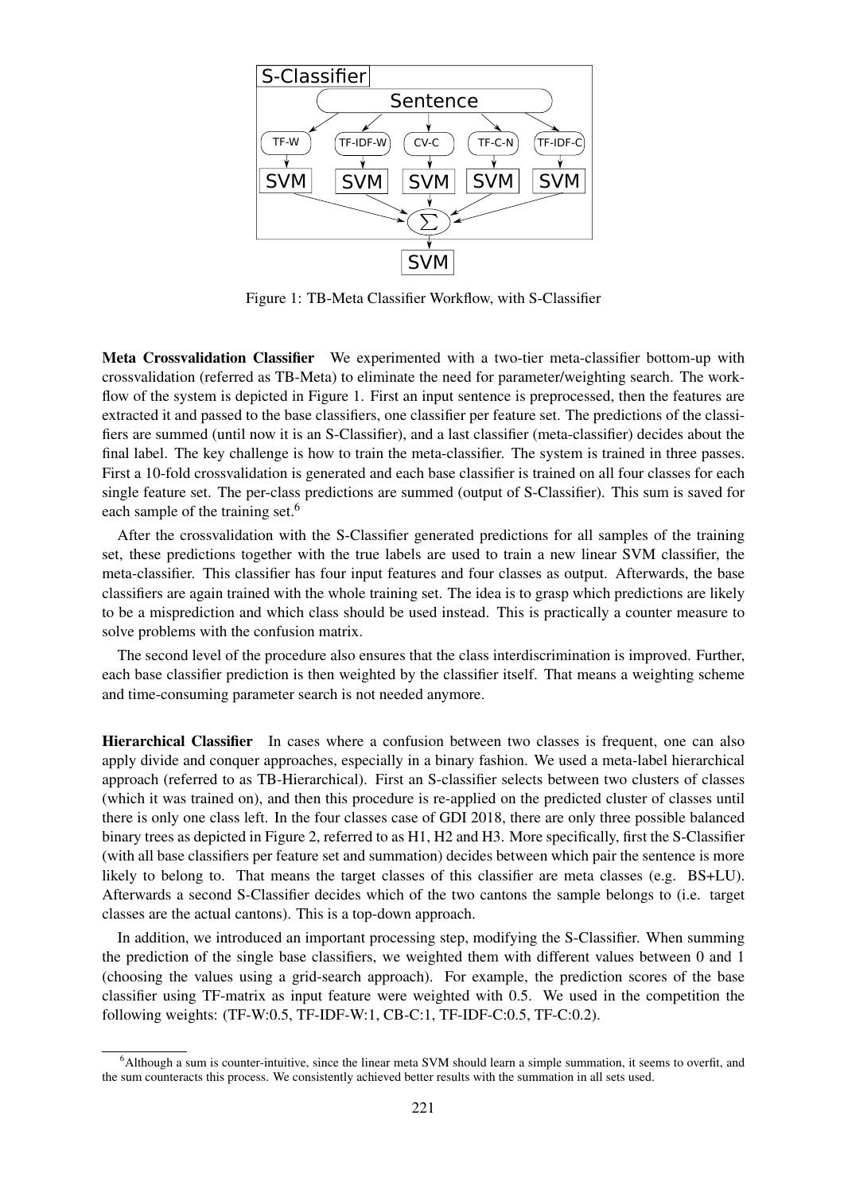Figure 1: TB-Meta Classifier Workflow, with S-Classifier

**Meta Crossvalidation Classifier** We experimented with a two-tier meta-classifier bottom-up with crossvalidation (referred as TB-Meta) to eliminate the need for parameter/weighting search. The workflow of the system is depicted in Figure 1. First an input sentence is preprocessed, then the features are extracted it and passed to the base classifiers, one classifier per feature set. The predictions of the classifiers are summed (until now it is an S-Classifier), and a last classifier (meta-classifier) decides about the final label. The key challenge is how to train the meta-classifier. The system is trained in three passes. First a 10-fold crossvalidation is generated and each base classifier is trained on all four classes for each single feature set. The per-class predictions are summed (output of S-Classifier). This sum is saved for each sample of the training set.[6]

After the crossvalidation with the S-Classifier generated predictions for all samples of the training set, these predictions together with the true labels are used to train a new linear SVM classifier, the meta-classifier. This classifier has four input features and four classes as output. Afterwards, the base classifiers are again trained with the whole training set. The idea is to grasp which predictions are likely to be a misprediction and which class should be used instead. This is practically a counter measure to solve problems with the confusion matrix.

The second level of the procedure also ensures that the class interdiscrimination is improved. Further, each base classifier prediction is then weighted by the classifier itself. That means a weighting scheme and time-consuming parameter search is not needed anymore.

**Hierarchical Classifier** In cases where a confusion between two classes is frequent, one can also apply divide and conquer approaches, especially in a binary fashion. We used a meta-label hierarchical approach (referred to as TB-Hierarchical). First an S-classifier selects between two clusters of classes (which it was trained on), and then this procedure is re-applied on the predicted cluster of classes until there is only one class left. In the four classes case of GDI 2018, there are only three possible balanced binary trees as depicted in Figure 2, referred to as H1, H2 and H3. More specifically, first the S-Classifier (with all base classifiers per feature set and summation) decides between which pair the sentence is more likely to belong to. That means the target classes of this classifier are meta classes (e.g. BS+LU). Afterwards a second S-Classifier decides which of the two cantons the sample belongs to (i.e. target classes are the actual cantons). This is a top-down approach.

In addition, we introduced an important processing step, modifying the S-Classifier. When summing the prediction of the single base classifiers, we weighted them with different values between 0 and 1 (choosing the values using a grid-search approach). For example, the prediction scores of the base classifier using TF-matrix as input feature were weighted with 0.5. We used in the competition the following weights: (TF-W:0.5, TF-IDF-W:1, CB-C:1, TF-IDF-C:0.5, TF-C:0.2).

[6] Although a sum is counter-intuitive, since the linear meta SVM should learn a simple summation, it seems to overfit, and the sum counteracts this process. We consistently achieved better results with the summation in all sets used.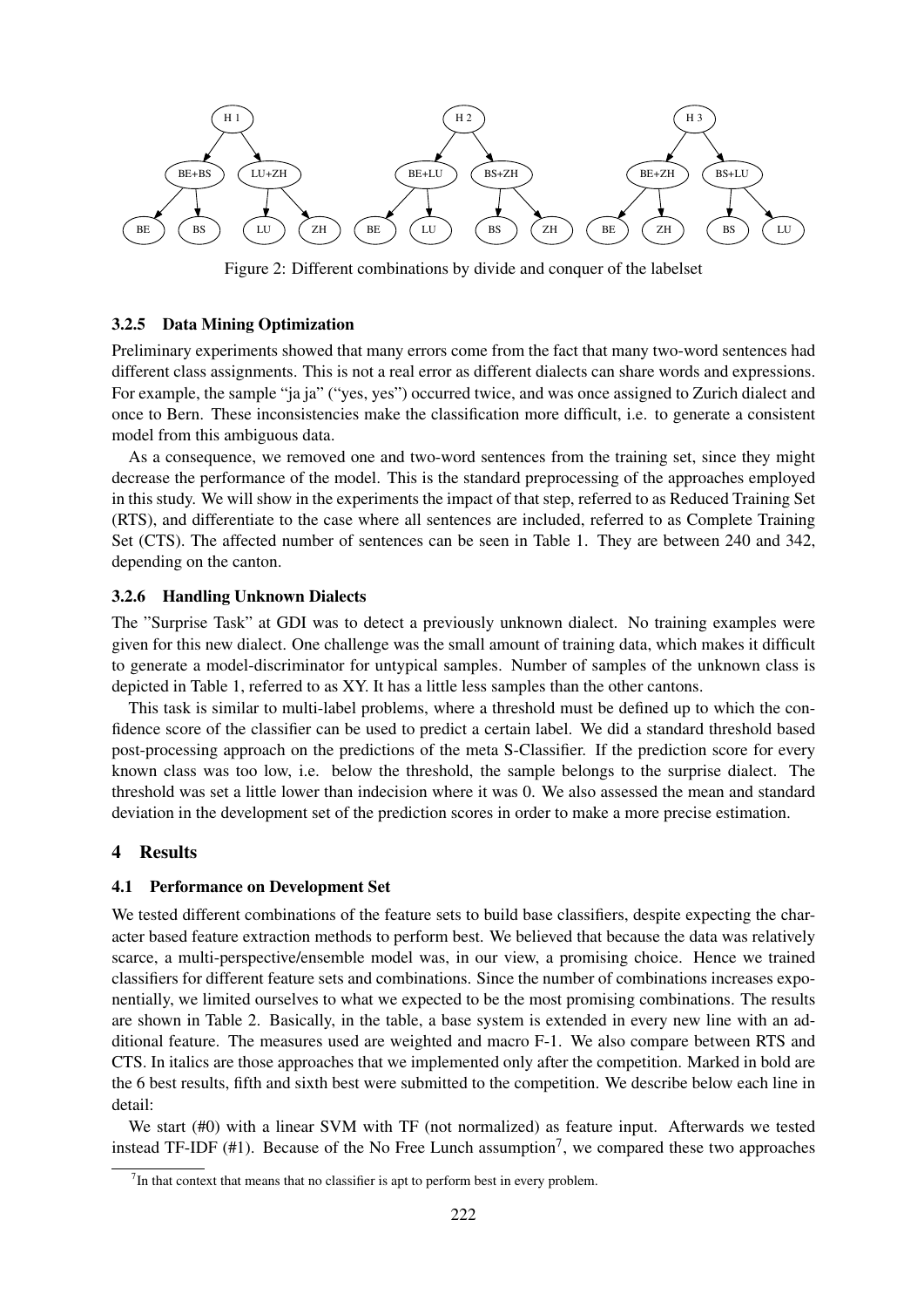Figure 2: Different combinations by divide and conquer of the labelset

#### 3.2.5 Data Mining Optimization

Preliminary experiments showed that many errors come from the fact that many two-word sentences had different class assignments. This is not a real error as different dialects can share words and expressions. For example, the sample "ja ja" ("yes, yes") occurred twice, and was once assigned to Zurich dialect and once to Bern. These inconsistencies make the classification more difficult, i.e. to generate a consistent model from this ambiguous data.

As a consequence, we removed one and two-word sentences from the training set, since they might decrease the performance of the model. This is the standard preprocessing of the approaches employed in this study. We will show in the experiments the impact of that step, referred to as Reduced Training Set (RTS), and differentiate to the case where all sentences are included, referred to as Complete Training Set (CTS). The affected number of sentences can be seen in Table 1. They are between 240 and 342, depending on the canton.

#### 3.2.6 Handling Unknown Dialects

The "Surprise Task" at GDI was to detect a previously unknown dialect. No training examples were given for this new dialect. One challenge was the small amount of training data, which makes it difficult to generate a model-discriminator for untypical samples. Number of samples of the unknown class is depicted in Table 1, referred to as XY. It has a little less samples than the other cantons.

This task is similar to multi-label problems, where a threshold must be defined up to which the confidence score of the classifier can be used to predict a certain label. We did a standard threshold based post-processing approach on the predictions of the meta S-Classifier. If the prediction score for every known class was too low, i.e. below the threshold, the sample belongs to the surprise dialect. The threshold was set a little lower than indecision where it was 0. We also assessed the mean and standard deviation in the development set of the prediction scores in order to make a more precise estimation.

## 4 Results

### 4.1 Performance on Development Set

We tested different combinations of the feature sets to build base classifiers, despite expecting the character based feature extraction methods to perform best. We believed that because the data was relatively scarce, a multi-perspective/ensemble model was, in our view, a promising choice. Hence we trained classifiers for different feature sets and combinations. Since the number of combinations increases exponentially, we limited ourselves to what we expected to be the most promising combinations. The results are shown in Table 2. Basically, in the table, a base system is extended in every new line with an additional feature. The measures used are weighted and macro F-1. We also compare between RTS and CTS. In italics are those approaches that we implemented only after the competition. Marked in bold are the 6 best results, fifth and sixth best were submitted to the competition. We describe below each line in detail:

We start (#0) with a linear SVM with TF (not normalized) as feature input. Afterwards we tested instead TF-IDF (#1). Because of the No Free Lunch assumption[7], we compared these two approaches

[7] In that context that means that no classifier is apt to perform best in every problem.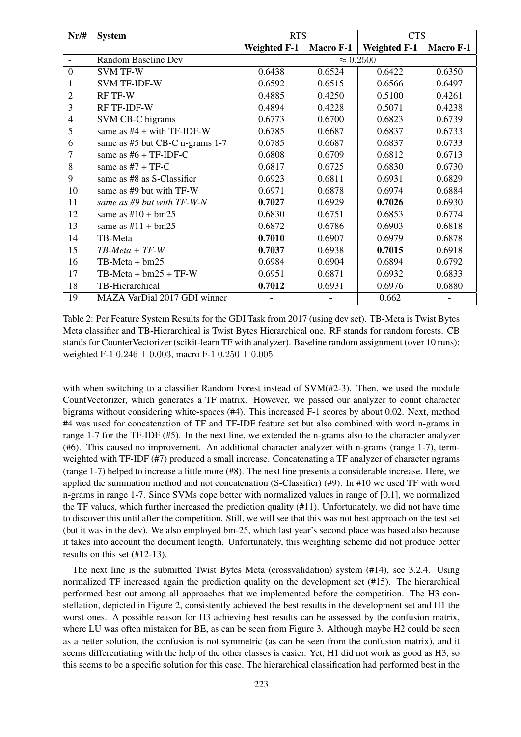| Nr/# | System | RTS | | CTS | |
|---|---|---|---|---|---|
| | | **Weighted F-1** | **Macro F-1** | **Weighted F-1** | **Macro F-1** |
| - | Random Baseline Dev | $\approx 0.2500$ | | | |
| 0 | SVM TF-W | 0.6438 | 0.6524 | 0.6422 | 0.6350 |
| 1 | SVM TF-IDF-W | 0.6592 | 0.6515 | 0.6566 | 0.6497 |
| 2 | RF TF-W | 0.4885 | 0.4250 | 0.5100 | 0.4261 |
| 3 | RF TF-IDF-W | 0.4894 | 0.4228 | 0.5071 | 0.4238 |
| 4 | SVM CB-C bigrams | 0.6773 | 0.6700 | 0.6823 | 0.6739 |
| 5 | same as #4 + with TF-IDF-W | 0.6785 | 0.6687 | 0.6837 | 0.6733 |
| 6 | same as #5 but CB-C n-grams 1-7 | 0.6785 | 0.6687 | 0.6837 | 0.6733 |
| 7 | same as #6 + TF-IDF-C | 0.6808 | 0.6709 | 0.6812 | 0.6713 |
| 8 | same as #7 + TF-C | 0.6817 | 0.6725 | 0.6830 | 0.6730 |
| 9 | same as #8 as S-Classifier | 0.6923 | 0.6811 | 0.6931 | 0.6829 |
| 10 | same as #9 but with TF-W | 0.6971 | 0.6878 | 0.6974 | 0.6884 |
| 11 | *same as #9 but with TF-W-N* | **0.7027** | 0.6929 | **0.7026** | 0.6930 |
| 12 | same as #10 + bm25 | 0.6830 | 0.6751 | 0.6853 | 0.6774 |
| 13 | same as #11 + bm25 | 0.6872 | 0.6786 | 0.6903 | 0.6818 |
| 14 | TB-Meta | **0.7010** | 0.6907 | 0.6979 | 0.6878 |
| 15 | *TB-Meta + TF-W* | **0.7037** | 0.6938 | **0.7015** | 0.6918 |
| 16 | TB-Meta + bm25 | 0.6984 | 0.6904 | 0.6894 | 0.6792 |
| 17 | TB-Meta + bm25 + TF-W | 0.6951 | 0.6871 | 0.6932 | 0.6833 |
| 18 | TB-Hierarchical | **0.7012** | 0.6931 | 0.6976 | 0.6880 |
| 19 | MAZA VarDial 2017 GDI winner | - | - | 0.662 | - |

Table 2: Per Feature System Results for the GDI Task from 2017 (using dev set). TB-Meta is Twist Bytes Meta classifier and TB-Hierarchical is Twist Bytes Hierarchical one. RF stands for random forests. CB stands for CounterVectorizer (scikit-learn TF with analyzer). Baseline random assignment (over 10 runs): weighted F-1 $0.246 \pm 0.003$, macro F-1 $0.250 \pm 0.005$

with when switching to a classifier Random Forest instead of SVM(#2-3). Then, we used the module CountVectorizer, which generates a TF matrix. However, we passed our analyzer to count character bigrams without considering white-spaces (#4). This increased F-1 scores by about 0.02. Next, method #4 was used for concatenation of TF and TF-IDF feature set but also combined with word n-grams in range 1-7 for the TF-IDF (#5). In the next line, we extended the n-grams also to the character analyzer (#6). This caused no improvement. An additional character analyzer with n-grams (range 1-7), term-weighted with TF-IDF (#7) produced a small increase. Concatenating a TF analyzer of character ngrams (range 1-7) helped to increase a little more (#8). The next line presents a considerable increase. Here, we applied the summation method and not concatenation (S-Classifier) (#9). In #10 we used TF with word n-grams in range 1-7. Since SVMs cope better with normalized values in range of [0,1], we normalized the TF values, which further increased the prediction quality (#11). Unfortunately, we did not have time to discover this until after the competition. Still, we will see that this was not best approach on the test set (but it was in the dev). We also employed bm-25, which last year's second place was based also because it takes into account the document length. Unfortunately, this weighting scheme did not produce better results on this set (#12-13).

The next line is the submitted Twist Bytes Meta (crossvalidation) system (#14), see 3.2.4. Using normalized TF increased again the prediction quality on the development set (#15). The hierarchical performed best out among all approaches that we implemented before the competition. The H3 constellation, depicted in Figure 2, consistently achieved the best results in the development set and H1 the worst ones. A possible reason for H3 achieving best results can be assessed by the confusion matrix, where LU was often mistaken for BE, as can be seen from Figure 3. Although maybe H2 could be seen as a better solution, the confusion is not symmetric (as can be seen from the confusion matrix), and it seems differentiating with the help of the other classes is easier. Yet, H1 did not work as good as H3, so this seems to be a specific solution for this case. The hierarchical classification had performed best in the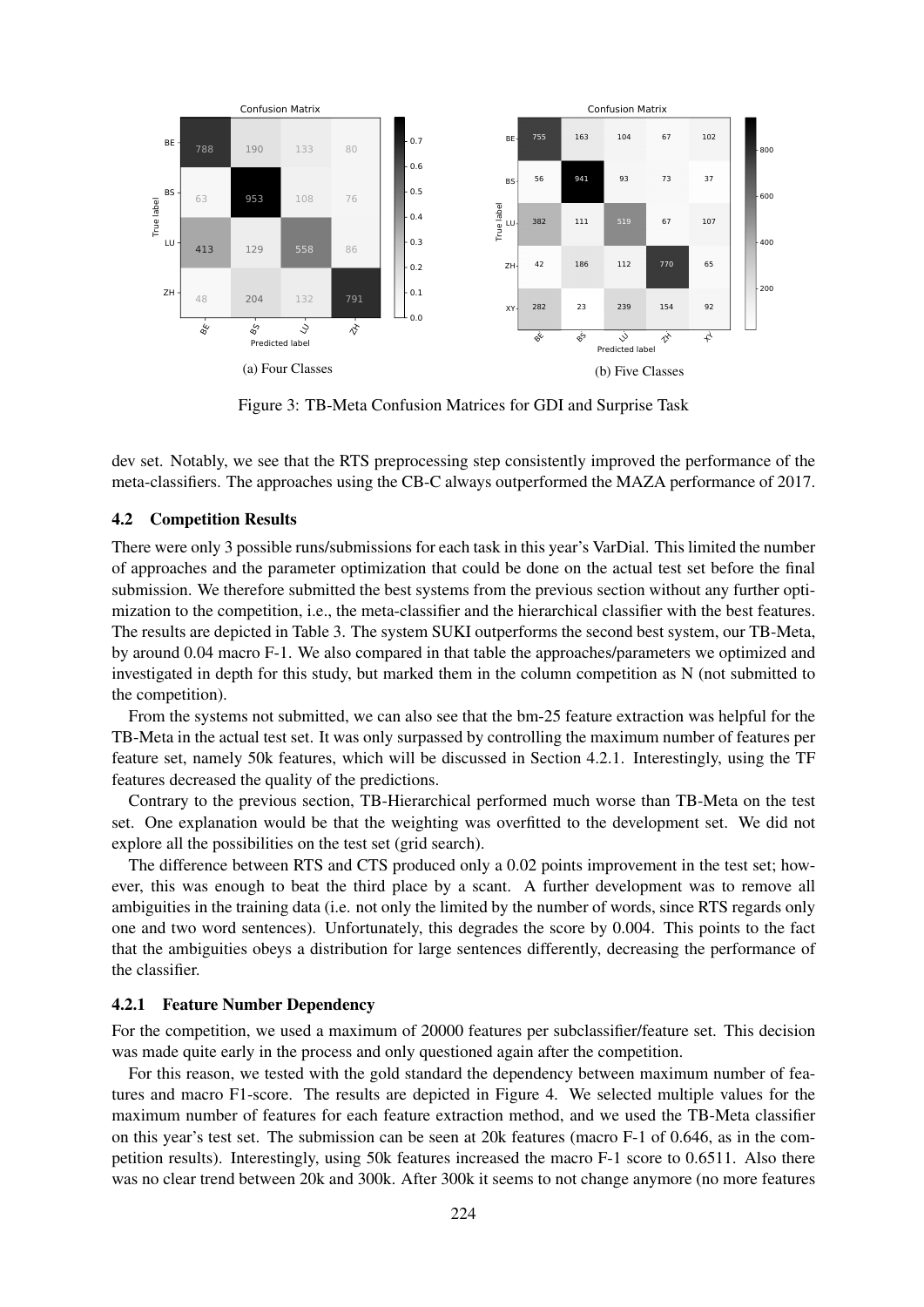Confusion Matrix

| True label \ Predicted label | BE | BS | LU | ZH |
|---|---|---|---|---|
| BE | 788 | 190 | 133 | 80 |
| BS | 63 | 953 | 108 | 76 |
| LU | 413 | 129 | 558 | 86 |
| ZH | 48 | 204 | 132 | 791 |

(a) Four Classes

Confusion Matrix

| True label \ Predicted label | BE | BS | LU | ZH | XY |
|---|---|---|---|---|---|
| BE | 755 | 163 | 104 | 67 | 102 |
| BS | 56 | 941 | 93 | 73 | 37 |
| LU | 382 | 111 | 519 | 67 | 107 |
| ZH | 42 | 186 | 112 | 770 | 65 |
| XY | 282 | 23 | 239 | 154 | 92 |

(b) Five Classes

Figure 3: TB-Meta Confusion Matrices for GDI and Surprise Task

dev set. Notably, we see that the RTS preprocessing step consistently improved the performance of the meta-classifiers. The approaches using the CB-C always outperformed the MAZA performance of 2017.

### 4.2 Competition Results

There were only 3 possible runs/submissions for each task in this year's VarDial. This limited the number of approaches and the parameter optimization that could be done on the actual test set before the final submission. We therefore submitted the best systems from the previous section without any further optimization to the competition, i.e., the meta-classifier and the hierarchical classifier with the best features. The results are depicted in Table 3. The system SUKI outperforms the second best system, our TB-Meta, by around 0.04 macro F-1. We also compared in that table the approaches/parameters we optimized and investigated in depth for this study, but marked them in the column competition as N (not submitted to the competition).

From the systems not submitted, we can also see that the bm-25 feature extraction was helpful for the TB-Meta in the actual test set. It was only surpassed by controlling the maximum number of features per feature set, namely 50k features, which will be discussed in Section 4.2.1. Interestingly, using the TF features decreased the quality of the predictions.

Contrary to the previous section, TB-Hierarchical performed much worse than TB-Meta on the test set. One explanation would be that the weighting was overfitted to the development set. We did not explore all the possibilities on the test set (grid search).

The difference between RTS and CTS produced only a 0.02 points improvement in the test set; however, this was enough to beat the third place by a scant. A further development was to remove all ambiguities in the training data (i.e. not only the limited by the number of words, since RTS regards only one and two word sentences). Unfortunately, this degrades the score by 0.004. This points to the fact that the ambiguities obeys a distribution for large sentences differently, decreasing the performance of the classifier.

#### 4.2.1 Feature Number Dependency

For the competition, we used a maximum of 20000 features per subclassifier/feature set. This decision was made quite early in the process and only questioned again after the competition.

For this reason, we tested with the gold standard the dependency between maximum number of features and macro F1-score. The results are depicted in Figure 4. We selected multiple values for the maximum number of features for each feature extraction method, and we used the TB-Meta classifier on this year's test set. The submission can be seen at 20k features (macro F-1 of 0.646, as in the competition results). Interestingly, using 50k features increased the macro F-1 score to 0.6511. Also there was no clear trend between 20k and 300k. After 300k it seems to not change anymore (no more features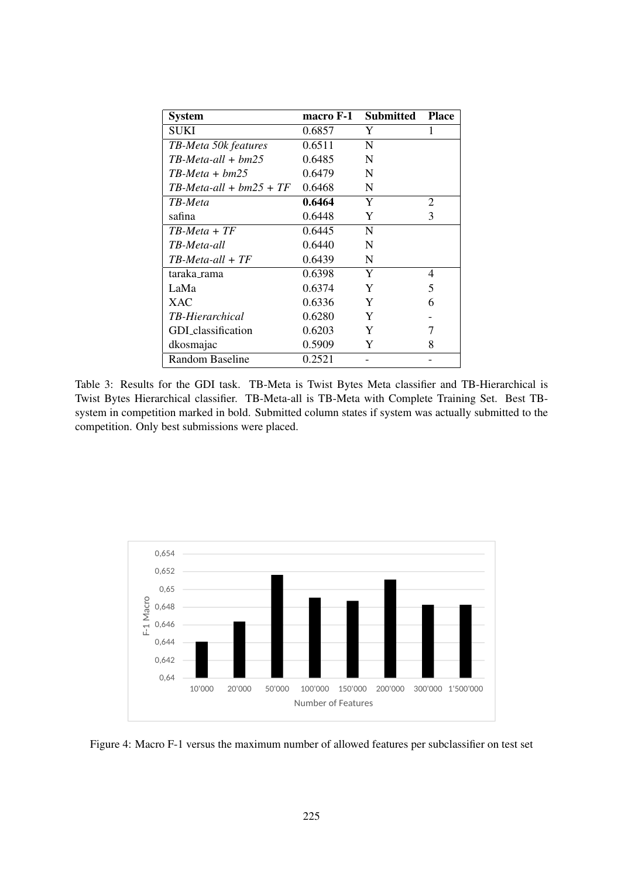| System | macro F-1 | Submitted | Place |
|---|---|---|---|
| SUKI | 0.6857 | Y | 1 |
| *TB-Meta 50k features* | 0.6511 | N | |
| *TB-Meta-all + bm25* | 0.6485 | N | |
| *TB-Meta + bm25* | 0.6479 | N | |
| *TB-Meta-all + bm25 + TF* | 0.6468 | N | |
| *TB-Meta* | **0.6464** | Y | 2 |
| safina | 0.6448 | Y | 3 |
| *TB-Meta + TF* | 0.6445 | N | |
| *TB-Meta-all* | 0.6440 | N | |
| *TB-Meta-all + TF* | 0.6439 | N | |
| taraka_rama | 0.6398 | Y | 4 |
| LaMa | 0.6374 | Y | 5 |
| XAC | 0.6336 | Y | 6 |
| *TB-Hierarchical* | 0.6280 | Y | - |
| GDI_classification | 0.6203 | Y | 7 |
| dkosmajac | 0.5909 | Y | 8 |
| Random Baseline | 0.2521 | - | - |

Table 3: Results for the GDI task. TB-Meta is Twist Bytes Meta classifier and TB-Hierarchical is Twist Bytes Hierarchical classifier. TB-Meta-all is TB-Meta with Complete Training Set. Best TB-system in competition marked in bold. Submitted column states if system was actually submitted to the competition. Only best submissions were placed.

Figure 4: Macro F-1 versus the maximum number of allowed features per subclassifier on test set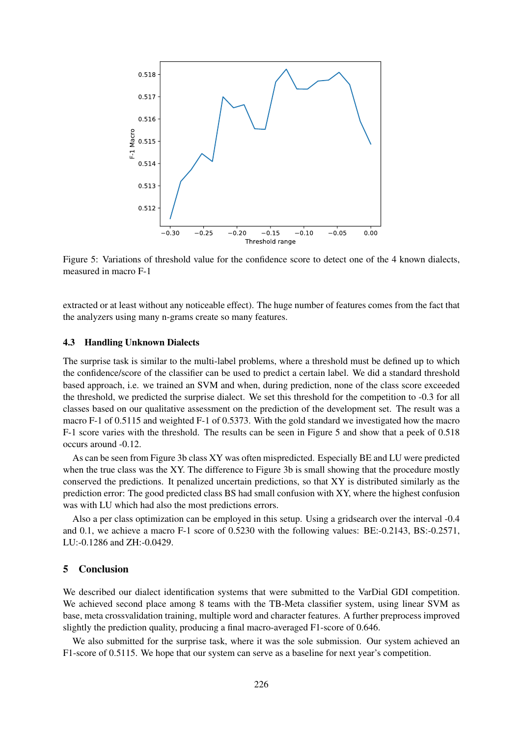Figure 5: Variations of threshold value for the confidence score to detect one of the 4 known dialects, measured in macro F-1

extracted or at least without any noticeable effect). The huge number of features comes from the fact that the analyzers using many n-grams create so many features.

### 4.3 Handling Unknown Dialects

The surprise task is similar to the multi-label problems, where a threshold must be defined up to which the confidence/score of the classifier can be used to predict a certain label. We did a standard threshold based approach, i.e. we trained an SVM and when, during prediction, none of the class score exceeded the threshold, we predicted the surprise dialect. We set this threshold for the competition to -0.3 for all classes based on our qualitative assessment on the prediction of the development set. The result was a macro F-1 of 0.5115 and weighted F-1 of 0.5373. With the gold standard we investigated how the macro F-1 score varies with the threshold. The results can be seen in Figure 5 and show that a peek of 0.518 occurs around -0.12.

As can be seen from Figure 3b class XY was often mispredicted. Especially BE and LU were predicted when the true class was the XY. The difference to Figure 3b is small showing that the procedure mostly conserved the predictions. It penalized uncertain predictions, so that XY is distributed similarly as the prediction error: The good predicted class BS had small confusion with XY, where the highest confusion was with LU which had also the most predictions errors.

Also a per class optimization can be employed in this setup. Using a gridsearch over the interval -0.4 and 0.1, we achieve a macro F-1 score of 0.5230 with the following values: BE:-0.2143, BS:-0.2571, LU:-0.1286 and ZH:-0.0429.

## 5 Conclusion

We described our dialect identification systems that were submitted to the VarDial GDI competition. We achieved second place among 8 teams with the TB-Meta classifier system, using linear SVM as base, meta crossvalidation training, multiple word and character features. A further preprocess improved slightly the prediction quality, producing a final macro-averaged F1-score of 0.646.

We also submitted for the surprise task, where it was the sole submission. Our system achieved an F1-score of 0.5115. We hope that our system can serve as a baseline for next year's competition.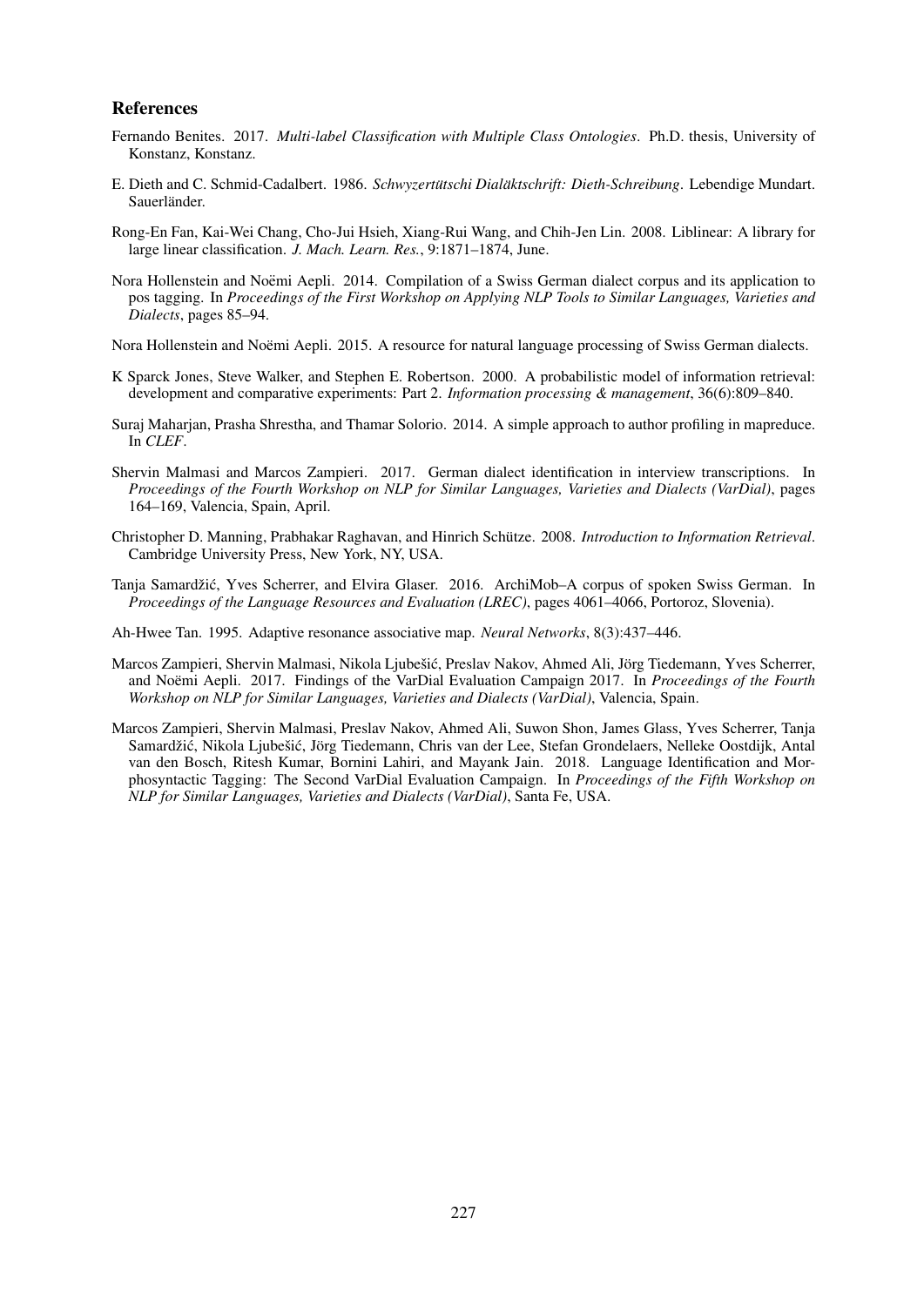## References

Fernando Benites. 2017. *Multi-label Classification with Multiple Class Ontologies*. Ph.D. thesis, University of Konstanz, Konstanz.

E. Dieth and C. Schmid-Cadalbert. 1986. *Schwyzertütschi Dialäktschrift: Dieth-Schreibung*. Lebendige Mundart. Sauerländer.

Rong-En Fan, Kai-Wei Chang, Cho-Jui Hsieh, Xiang-Rui Wang, and Chih-Jen Lin. 2008. Liblinear: A library for large linear classification. *J. Mach. Learn. Res.*, 9:1871–1874, June.

Nora Hollenstein and Noëmi Aepli. 2014. Compilation of a Swiss German dialect corpus and its application to pos tagging. In *Proceedings of the First Workshop on Applying NLP Tools to Similar Languages, Varieties and Dialects*, pages 85–94.

Nora Hollenstein and Noëmi Aepli. 2015. A resource for natural language processing of Swiss German dialects.

K Sparck Jones, Steve Walker, and Stephen E. Robertson. 2000. A probabilistic model of information retrieval: development and comparative experiments: Part 2. *Information processing & management*, 36(6):809–840.

Suraj Maharjan, Prasha Shrestha, and Thamar Solorio. 2014. A simple approach to author profiling in mapreduce. In *CLEF*.

Shervin Malmasi and Marcos Zampieri. 2017. German dialect identification in interview transcriptions. In *Proceedings of the Fourth Workshop on NLP for Similar Languages, Varieties and Dialects (VarDial)*, pages 164–169, Valencia, Spain, April.

Christopher D. Manning, Prabhakar Raghavan, and Hinrich Schütze. 2008. *Introduction to Information Retrieval*. Cambridge University Press, New York, NY, USA.

Tanja Samardžić, Yves Scherrer, and Elvira Glaser. 2016. ArchiMob–A corpus of spoken Swiss German. In *Proceedings of the Language Resources and Evaluation (LREC)*, pages 4061–4066, Portoroz, Slovenia).

Ah-Hwee Tan. 1995. Adaptive resonance associative map. *Neural Networks*, 8(3):437–446.

Marcos Zampieri, Shervin Malmasi, Nikola Ljubešić, Preslav Nakov, Ahmed Ali, Jörg Tiedemann, Yves Scherrer, and Noëmi Aepli. 2017. Findings of the VarDial Evaluation Campaign 2017. In *Proceedings of the Fourth Workshop on NLP for Similar Languages, Varieties and Dialects (VarDial)*, Valencia, Spain.

Marcos Zampieri, Shervin Malmasi, Preslav Nakov, Ahmed Ali, Suwon Shon, James Glass, Yves Scherrer, Tanja Samardžić, Nikola Ljubešić, Jörg Tiedemann, Chris van der Lee, Stefan Grondelaers, Nelleke Oostdijk, Antal van den Bosch, Ritesh Kumar, Bornini Lahiri, and Mayank Jain. 2018. Language Identification and Morphosyntactic Tagging: The Second VarDial Evaluation Campaign. In *Proceedings of the Fifth Workshop on NLP for Similar Languages, Varieties and Dialects (VarDial)*, Santa Fe, USA.